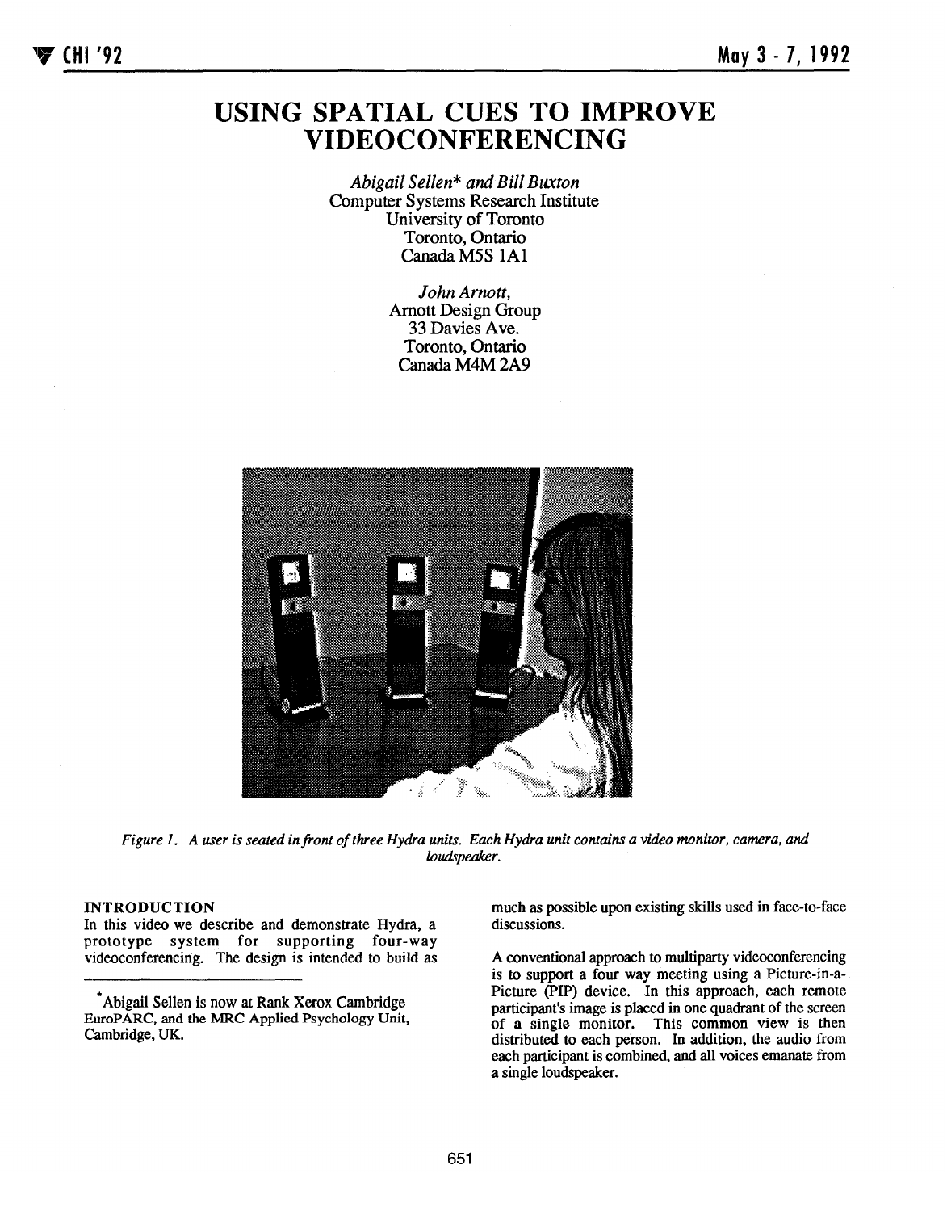# USING SPATIAL CUES TO IMPROVE VIDEOCONFERENCING

*Abigail Sellen\* and Bill Buxton*
Computer Systems Research Institute
University of Toronto
Toronto, Ontario
Canada M5S 1A1

*John Arnott,*
Arnott Design Group
33 Davies Ave.
Toronto, Ontario
Canada M4M 2A9

*Figure 1. A user is seated in front of three Hydra units. Each Hydra unit contains a video monitor, camera, and loudspeaker.*

## INTRODUCTION

In this video we describe and demonstrate Hydra, a prototype system for supporting four-way videoconferencing. The design is intended to build as much as possible upon existing skills used in face-to-face discussions.

A conventional approach to multiparty videoconferencing is to support a four way meeting using a Picture-in-a-Picture (PIP) device. In this approach, each remote participant's image is placed in one quadrant of the screen of a single monitor. This common view is then distributed to each person. In addition, the audio from each participant is combined, and all voices emanate from a single loudspeaker.

---

\*Abigail Sellen is now at Rank Xerox Cambridge EuroPARC, and the MRC Applied Psychology Unit, Cambridge, UK.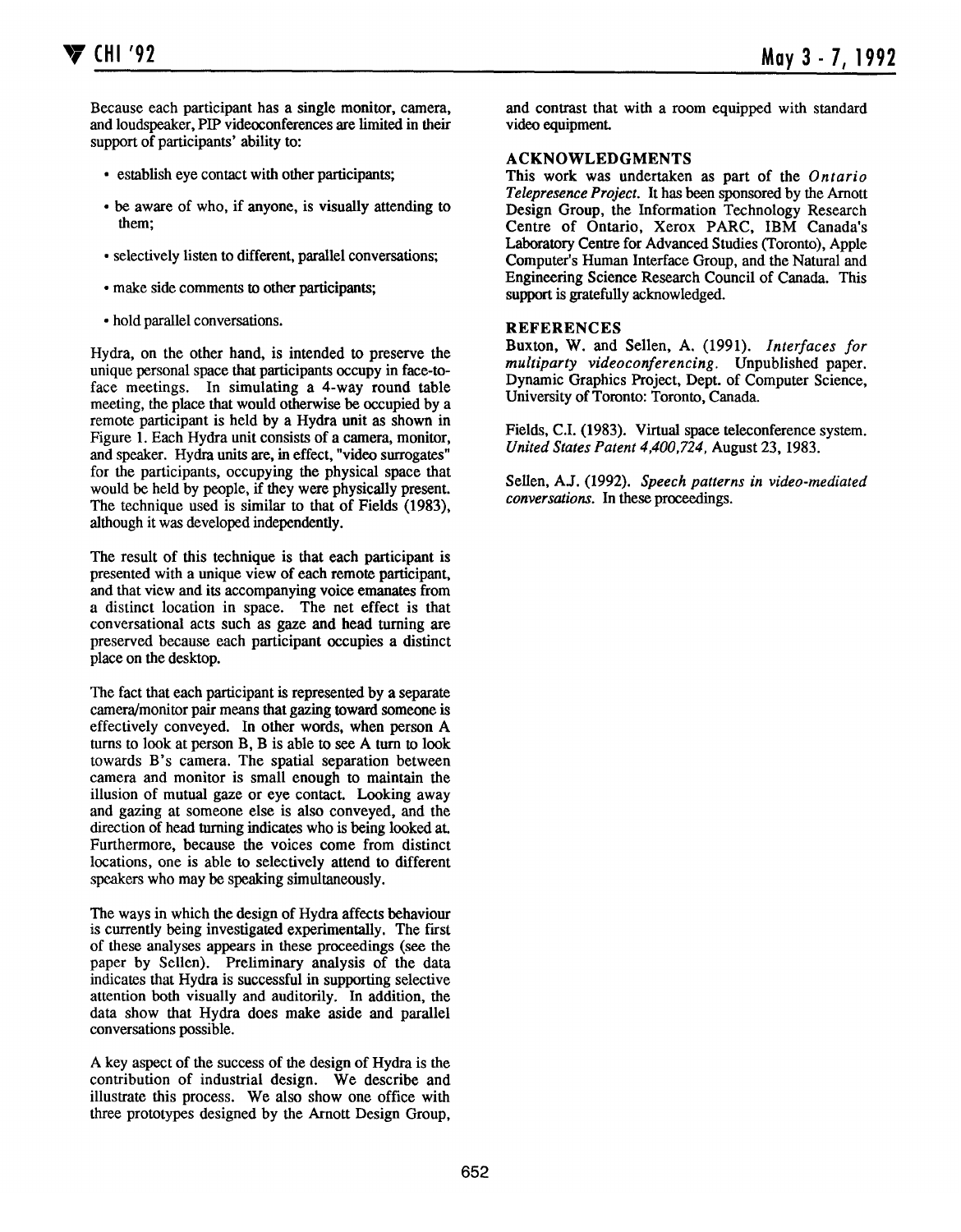Because each participant has a single monitor, camera, and loudspeaker, PIP videoconferences are limited in their support of participants' ability to:

- establish eye contact with other participants;
- be aware of who, if anyone, is visually attending to them;
- selectively listen to different, parallel conversations;
- make side comments to other participants;
- hold parallel conversations.

Hydra, on the other hand, is intended to preserve the unique personal space that participants occupy in face-to-face meetings. In simulating a 4-way round table meeting, the place that would otherwise be occupied by a remote participant is held by a Hydra unit as shown in Figure 1. Each Hydra unit consists of a camera, monitor, and speaker. Hydra units are, in effect, "video surrogates" for the participants, occupying the physical space that would be held by people, if they were physically present. The technique used is similar to that of Fields (1983), although it was developed independently.

The result of this technique is that each participant is presented with a unique view of each remote participant, and that view and its accompanying voice emanates from a distinct location in space. The net effect is that conversational acts such as gaze and head turning are preserved because each participant occupies a distinct place on the desktop.

The fact that each participant is represented by a separate camera/monitor pair means that gazing toward someone is effectively conveyed. In other words, when person A turns to look at person B, B is able to see A turn to look towards B's camera. The spatial separation between camera and monitor is small enough to maintain the illusion of mutual gaze or eye contact. Looking away and gazing at someone else is also conveyed, and the direction of head turning indicates who is being looked at. Furthermore, because the voices come from distinct locations, one is able to selectively attend to different speakers who may be speaking simultaneously.

The ways in which the design of Hydra affects behaviour is currently being investigated experimentally. The first of these analyses appears in these proceedings (see the paper by Sellen). Preliminary analysis of the data indicates that Hydra is successful in supporting selective attention both visually and auditorily. In addition, the data show that Hydra does make aside and parallel conversations possible.

A key aspect of the success of the design of Hydra is the contribution of industrial design. We describe and illustrate this process. We also show one office with three prototypes designed by the Arnott Design Group, and contrast that with a room equipped with standard video equipment.

## ACKNOWLEDGMENTS

This work was undertaken as part of the *Ontario Telepresence Project*. It has been sponsored by the Arnott Design Group, the Information Technology Research Centre of Ontario, Xerox PARC, IBM Canada's Laboratory Centre for Advanced Studies (Toronto), Apple Computer's Human Interface Group, and the Natural and Engineering Science Research Council of Canada. This support is gratefully acknowledged.

## REFERENCES

Buxton, W. and Sellen, A. (1991). *Interfaces for multiparty videoconferencing.* Unpublished paper. Dynamic Graphics Project, Dept. of Computer Science, University of Toronto: Toronto, Canada.

Fields, C.I. (1983). Virtual space teleconference system. *United States Patent 4,400,724,* August 23, 1983.

Sellen, A.J. (1992). *Speech patterns in video-mediated conversations.* In these proceedings.